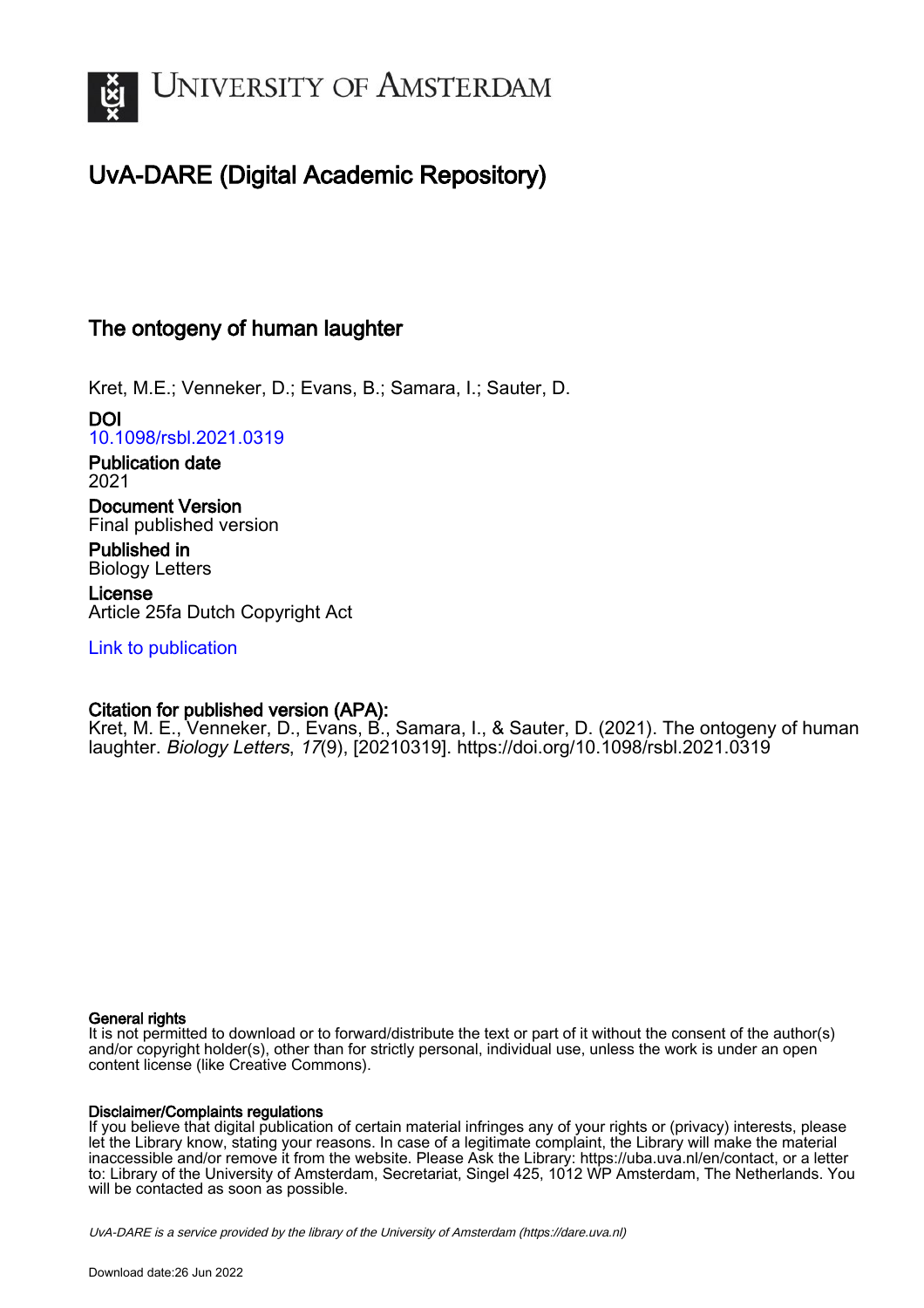# UvA-DARE (Digital Academic Repository)

## The ontogeny of human laughter

Kret, M.E.; Venneker, D.; Evans, B.; Samara, I.; Sauter, D.

**DOI**
10.1098/rsbl.2021.0319

**Publication date**
2021

**Document Version**
Final published version

**Published in**
Biology Letters

**License**
Article 25fa Dutch Copyright Act

Link to publication

**Citation for published version (APA):**
Kret, M. E., Venneker, D., Evans, B., Samara, I., & Sauter, D. (2021). The ontogeny of human laughter. *Biology Letters*, *17*(9), [20210319]. https://doi.org/10.1098/rsbl.2021.0319

**General rights**
It is not permitted to download or to forward/distribute the text or part of it without the consent of the author(s) and/or copyright holder(s), other than for strictly personal, individual use, unless the work is under an open content license (like Creative Commons).

**Disclaimer/Complaints regulations**
If you believe that digital publication of certain material infringes any of your rights or (privacy) interests, please let the Library know, stating your reasons. In case of a legitimate complaint, the Library will make the material inaccessible and/or remove it from the website. Please Ask the Library: https://uba.uva.nl/en/contact, or a letter to: Library of the University of Amsterdam, Secretariat, Singel 425, 1012 WP Amsterdam, The Netherlands. You will be contacted as soon as possible.

*UvA-DARE is a service provided by the library of the University of Amsterdam (https://dare.uva.nl)*

Download date:26 Jun 2022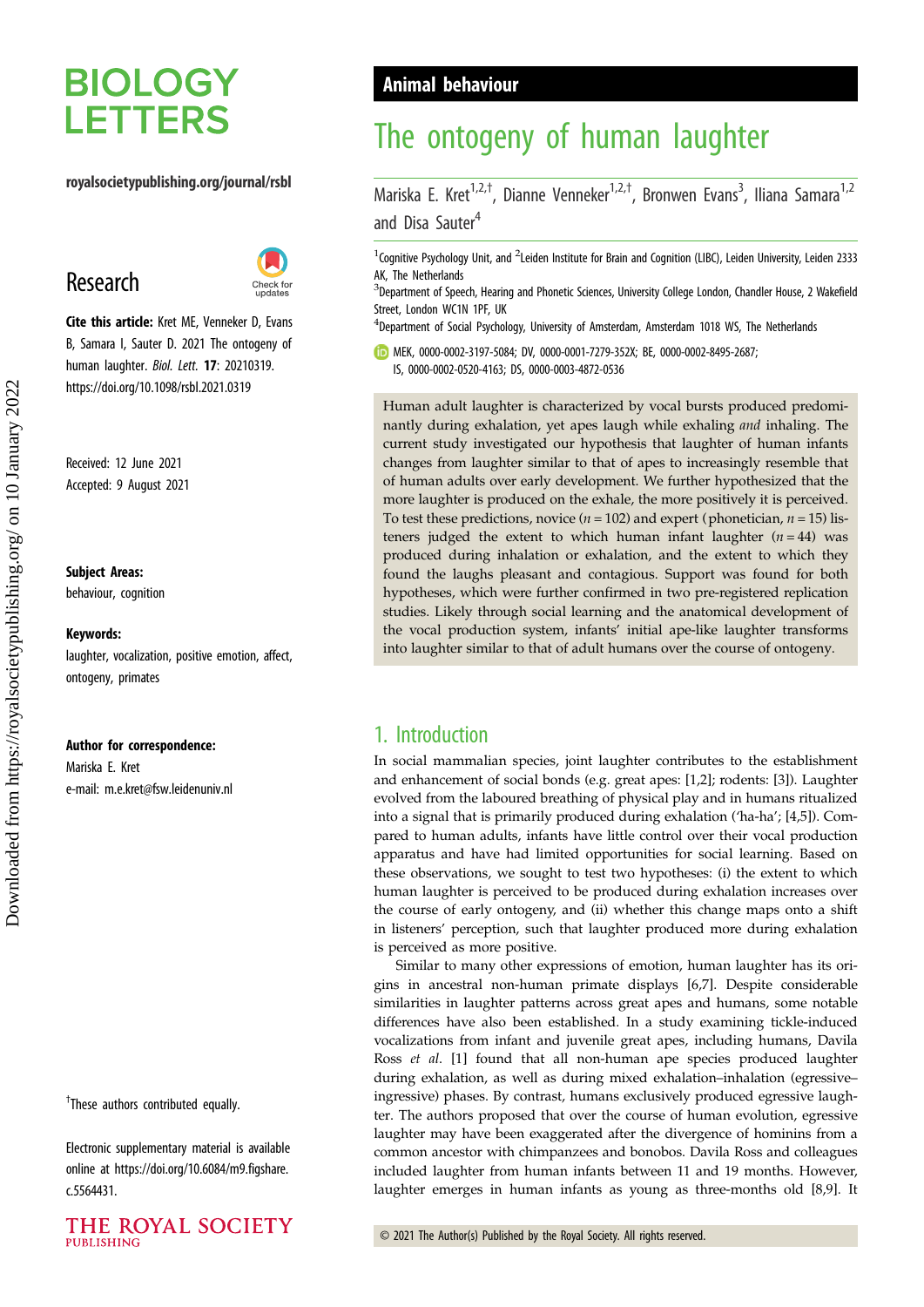# BIOLOGY LETTERS

royalsocietypublishing.org/journal/rsbl

## Research

**Cite this article:** Kret ME, Venneker D, Evans B, Samara I, Sauter D. 2021 The ontogeny of human laughter. *Biol. Lett.* **17**: 20210319. https://doi.org/10.1098/rsbl.2021.0319

Received: 12 June 2021
Accepted: 9 August 2021

**Subject Areas:**
behaviour, cognition

**Keywords:**
laughter, vocalization, positive emotion, affect, ontogeny, primates

**Author for correspondence:**
Mariska E. Kret
e-mail: m.e.kret@fsw.leidenuniv.nl

†These authors contributed equally.

Electronic supplementary material is available online at https://doi.org/10.6084/m9.figshare.c.5564431.

Animal behaviour

# The ontogeny of human laughter

Mariska E. Kret[1,2,†], Dianne Venneker[1,2,†], Bronwen Evans[3], Iliana Samara[1,2] and Disa Sauter[4]

[1]Cognitive Psychology Unit, and [2]Leiden Institute for Brain and Cognition (LIBC), Leiden University, Leiden 2333 AK, The Netherlands
[3]Department of Speech, Hearing and Phonetic Sciences, University College London, Chandler House, 2 Wakefield Street, London WC1N 1PF, UK
[4]Department of Social Psychology, University of Amsterdam, Amsterdam 1018 WS, The Netherlands

MEK, 0000-0002-3197-5084; DV, 0000-0001-7279-352X; BE, 0000-0002-8495-2687; IS, 0000-0002-0520-4163; DS, 0000-0003-4872-0536

Human adult laughter is characterized by vocal bursts produced predominantly during exhalation, yet apes laugh while exhaling *and* inhaling. The current study investigated our hypothesis that laughter of human infants changes from laughter similar to that of apes to increasingly resemble that of human adults over early development. We further hypothesized that the more laughter is produced on the exhale, the more positively it is perceived. To test these predictions, novice ($n = 102$) and expert (phonetician, $n = 15$) listeners judged the extent to which human infant laughter ($n = 44$) was produced during inhalation or exhalation, and the extent to which they found the laughs pleasant and contagious. Support was found for both hypotheses, which were further confirmed in two pre-registered replication studies. Likely through social learning and the anatomical development of the vocal production system, infants' initial ape-like laughter transforms into laughter similar to that of adult humans over the course of ontogeny.

## 1. Introduction

In social mammalian species, joint laughter contributes to the establishment and enhancement of social bonds (e.g. great apes: [1,2]; rodents: [3]). Laughter evolved from the laboured breathing of physical play and in humans ritualized into a signal that is primarily produced during exhalation ('ha-ha'; [4,5]). Compared to human adults, infants have little control over their vocal production apparatus and have had limited opportunities for social learning. Based on these observations, we sought to test two hypotheses: (i) the extent to which human laughter is perceived to be produced during exhalation increases over the course of early ontogeny, and (ii) whether this change maps onto a shift in listeners' perception, such that laughter produced more during exhalation is perceived as more positive.

Similar to many other expressions of emotion, human laughter has its origins in ancestral non-human primate displays [6,7]. Despite considerable similarities in laughter patterns across great apes and humans, some notable differences have also been established. In a study examining tickle-induced vocalizations from infant and juvenile great apes, including humans, Davila Ross *et al.* [1] found that all non-human ape species produced laughter during exhalation, as well as during mixed exhalation–inhalation (egressive–ingressive) phases. By contrast, humans exclusively produced egressive laughter. The authors proposed that over the course of human evolution, egressive laughter may have been exaggerated after the divergence of hominins from a common ancestor with chimpanzees and bonobos. Davila Ross and colleagues included laughter from human infants between 11 and 19 months. However, laughter emerges in human infants as young as three-months old [8,9]. It

© 2021 The Author(s) Published by the Royal Society. All rights reserved.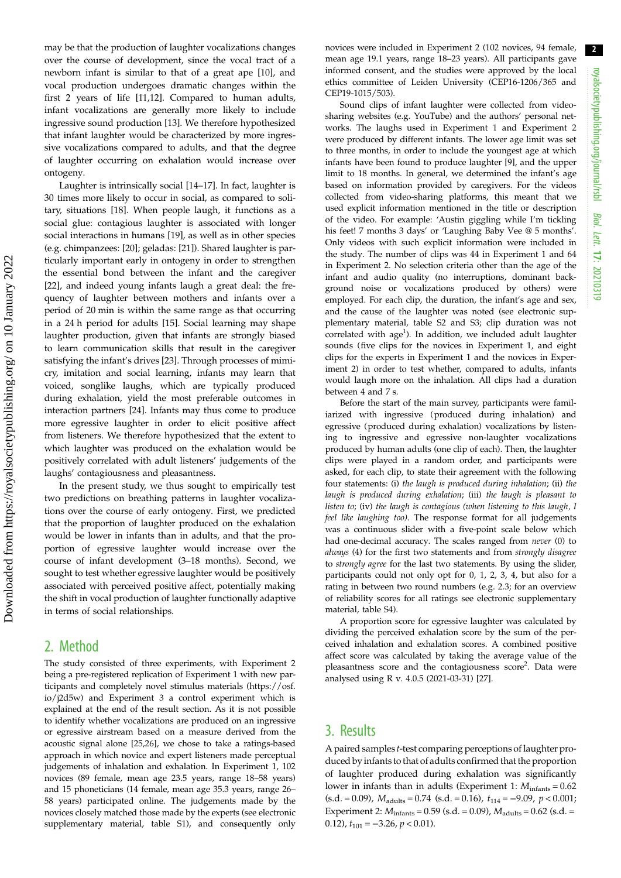may be that the production of laughter vocalizations changes over the course of development, since the vocal tract of a newborn infant is similar to that of a great ape [10], and vocal production undergoes dramatic changes within the first 2 years of life [11,12]. Compared to human adults, infant vocalizations are generally more likely to include ingressive sound production [13]. We therefore hypothesized that infant laughter would be characterized by more ingressive vocalizations compared to adults, and that the degree of laughter occurring on exhalation would increase over ontogeny.

Laughter is intrinsically social [14–17]. In fact, laughter is 30 times more likely to occur in social, as compared to solitary, situations [18]. When people laugh, it functions as a social glue: contagious laughter is associated with longer social interactions in humans [19], as well as in other species (e.g. chimpanzees: [20]; geladas: [21]). Shared laughter is particularly important early in ontogeny in order to strengthen the essential bond between the infant and the caregiver [22], and indeed young infants laugh a great deal: the frequency of laughter between mothers and infants over a period of 20 min is within the same range as that occurring in a 24 h period for adults [15]. Social learning may shape laughter production, given that infants are strongly biased to learn communication skills that result in the caregiver satisfying the infant's drives [23]. Through processes of mimicry, imitation and social learning, infants may learn that voiced, songlike laughs, which are typically produced during exhalation, yield the most preferable outcomes in interaction partners [24]. Infants may thus come to produce more egressive laughter in order to elicit positive affect from listeners. We therefore hypothesized that the extent to which laughter was produced on the exhalation would be positively correlated with adult listeners' judgements of the laughs' contagiousness and pleasantness.

In the present study, we thus sought to empirically test two predictions on breathing patterns in laughter vocalizations over the course of early ontogeny. First, we predicted that the proportion of laughter produced on the exhalation would be lower in infants than in adults, and that the proportion of egressive laughter would increase over the course of infant development (3–18 months). Second, we sought to test whether egressive laughter would be positively associated with perceived positive affect, potentially making the shift in vocal production of laughter functionally adaptive in terms of social relationships.

## 2. Method

The study consisted of three experiments, with Experiment 2 being a pre-registered replication of Experiment 1 with new participants and completely novel stimulus materials (https://osf.io/j2d5w) and Experiment 3 a control experiment which is explained at the end of the result section. As it is not possible to identify whether vocalizations are produced on an ingressive or egressive airstream based on a measure derived from the acoustic signal alone [25,26], we chose to take a ratings-based approach in which novice and expert listeners made perceptual judgements of inhalation and exhalation. In Experiment 1, 102 novices (89 female, mean age 23.5 years, range 18–58 years) and 15 phoneticians (14 female, mean age 35.3 years, range 26–58 years) participated online. The judgements made by the novices closely matched those made by the experts (see electronic supplementary material, table S1), and consequently only novices were included in Experiment 2 (102 novices, 94 female, mean age 19.1 years, range 18–23 years). All participants gave informed consent, and the studies were approved by the local ethics committee of Leiden University (CEP16-1206/365 and CEP19-1015/503).

Sound clips of infant laughter were collected from video-sharing websites (e.g. YouTube) and the authors' personal networks. The laughs used in Experiment 1 and Experiment 2 were produced by different infants. The lower age limit was set to three months, in order to include the youngest age at which infants have been found to produce laughter [9], and the upper limit to 18 months. In general, we determined the infant's age based on information provided by caregivers. For the videos collected from video-sharing platforms, this meant that we used explicit information mentioned in the title or description of the video. For example: 'Austin giggling while I'm tickling his feet! 7 months 3 days' or 'Laughing Baby Vee @ 5 months'. Only videos with such explicit information were included in the study. The number of clips was 44 in Experiment 1 and 64 in Experiment 2. No selection criteria other than the age of the infant and audio quality (no interruptions, dominant background noise or vocalizations produced by others) were employed. For each clip, the duration, the infant's age and sex, and the cause of the laughter was noted (see electronic supplementary material, table S2 and S3; clip duration was not correlated with age[1]). In addition, we included adult laughter sounds (five clips for the novices in Experiment 1, and eight clips for the experts in Experiment 1 and the novices in Experiment 2) in order to test whether, compared to adults, infants would laugh more on the inhalation. All clips had a duration between 4 and 7 s.

Before the start of the main survey, participants were familiarized with ingressive (produced during inhalation) and egressive (produced during exhalation) vocalizations by listening to ingressive and egressive non-laughter vocalizations produced by human adults (one clip of each). Then, the laughter clips were played in a random order, and participants were asked, for each clip, to state their agreement with the following four statements: (i) *the laugh is produced during inhalation*; (ii) *the laugh is produced during exhalation*; (iii) *the laugh is pleasant to listen to*; (iv) *the laugh is contagious (when listening to this laugh, I feel like laughing too).* The response format for all judgements was a continuous slider with a five-point scale below which had one-decimal accuracy. The scales ranged from *never* (0) to *always* (4) for the first two statements and from *strongly disagree* to *strongly agree* for the last two statements. By using the slider, participants could not only opt for 0, 1, 2, 3, 4, but also for a rating in between two round numbers (e.g. 2.3; for an overview of reliability scores for all ratings see electronic supplementary material, table S4).

A proportion score for egressive laughter was calculated by dividing the perceived exhalation score by the sum of the perceived inhalation and exhalation scores. A combined positive affect score was calculated by taking the average value of the pleasantness score and the contagiousness score[2]. Data were analysed using R v. 4.0.5 (2021-03-31) [27].

## 3. Results

A paired samples *t*-test comparing perceptions of laughter produced by infants to that of adults confirmed that the proportion of laughter produced during exhalation was significantly lower in infants than in adults (Experiment 1: $M_{\text{infants}} = 0.62$ (s.d. = 0.09), $M_{\text{adults}} = 0.74$ (s.d. = 0.16), $t_{114} = -9.09$, $p < 0.001$; Experiment 2: $M_{\text{infants}} = 0.59$ (s.d. = 0.09), $M_{\text{adults}} = 0.62$ (s.d. = 0.12), $t_{101} = -3.26$, $p < 0.01$).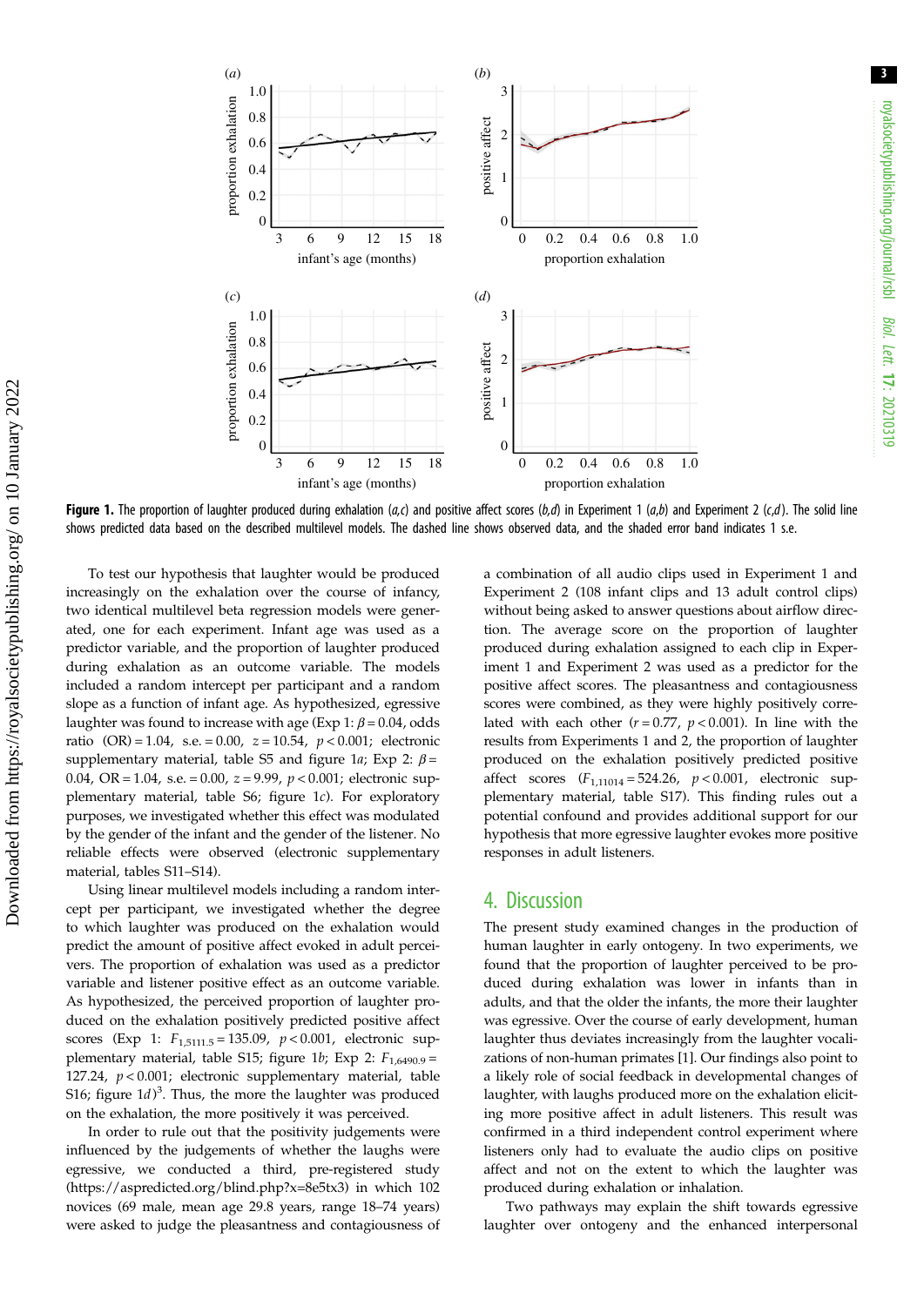**Figure 1.** The proportion of laughter produced during exhalation (*a*,*c*) and positive affect scores (*b*,*d*) in Experiment 1 (*a*,*b*) and Experiment 2 (*c*,*d*). The solid line shows predicted data based on the described multilevel models. The dashed line shows observed data, and the shaded error band indicates 1 s.e.

To test our hypothesis that laughter would be produced increasingly on the exhalation over the course of infancy, two identical multilevel beta regression models were generated, one for each experiment. Infant age was used as a predictor variable, and the proportion of laughter produced during exhalation as an outcome variable. The models included a random intercept per participant and a random slope as a function of infant age. As hypothesized, egressive laughter was found to increase with age (Exp 1: $\beta = 0.04$, odds ratio (OR) = 1.04, s.e. = 0.00, $z = 10.54$, $p < 0.001$; electronic supplementary material, table S5 and figure 1*a*; Exp 2: $\beta = 0.04$, OR = 1.04, s.e. = 0.00, $z = 9.99$, $p < 0.001$; electronic supplementary material, table S6; figure 1*c*). For exploratory purposes, we investigated whether this effect was modulated by the gender of the infant and the gender of the listener. No reliable effects were observed (electronic supplementary material, tables S11–S14).

Using linear multilevel models including a random intercept per participant, we investigated whether the degree to which laughter was produced on the exhalation would predict the amount of positive affect evoked in adult perceivers. The proportion of exhalation was used as a predictor variable and listener positive effect as an outcome variable. As hypothesized, the perceived proportion of laughter produced on the exhalation positively predicted positive affect scores (Exp 1: $F_{1,5111.5} = 135.09$, $p < 0.001$, electronic supplementary material, table S15; figure 1*b*; Exp 2: $F_{1,6490.9} = 127.24$, $p < 0.001$; electronic supplementary material, table S16; figure 1*d*)[3]. Thus, the more the laughter was produced on the exhalation, the more positively it was perceived.

In order to rule out that the positivity judgements were influenced by the judgements of whether the laughs were egressive, we conducted a third, pre-registered study (https://aspredicted.org/blind.php?x=8e5tx3) in which 102 novices (69 male, mean age 29.8 years, range 18–74 years) were asked to judge the pleasantness and contagiousness of a combination of all audio clips used in Experiment 1 and Experiment 2 (108 infant clips and 13 adult control clips) without being asked to answer questions about airflow direction. The average score on the proportion of laughter produced during exhalation assigned to each clip in Experiment 1 and Experiment 2 was used as a predictor for the positive affect scores. The pleasantness and contagiousness scores were combined, as they were highly positively correlated with each other ($r = 0.77$, $p < 0.001$). In line with the results from Experiments 1 and 2, the proportion of laughter produced on the exhalation positively predicted positive affect scores ($F_{1,11014} = 524.26$, $p < 0.001$, electronic supplementary material, table S17). This finding rules out a potential confound and provides additional support for our hypothesis that more egressive laughter evokes more positive responses in adult listeners.

## 4. Discussion

The present study examined changes in the production of human laughter in early ontogeny. In two experiments, we found that the proportion of laughter perceived to be produced during exhalation was lower in infants than in adults, and that the older the infants, the more their laughter was egressive. Over the course of early development, human laughter thus deviates increasingly from the laughter vocalizations of non-human primates [1]. Our findings also point to a likely role of social feedback in developmental changes of laughter, with laughs produced more on the exhalation eliciting more positive affect in adult listeners. This result was confirmed in a third independent control experiment where listeners only had to evaluate the audio clips on positive affect and not on the extent to which the laughter was produced during exhalation or inhalation.

Two pathways may explain the shift towards egressive laughter over ontogeny and the enhanced interpersonal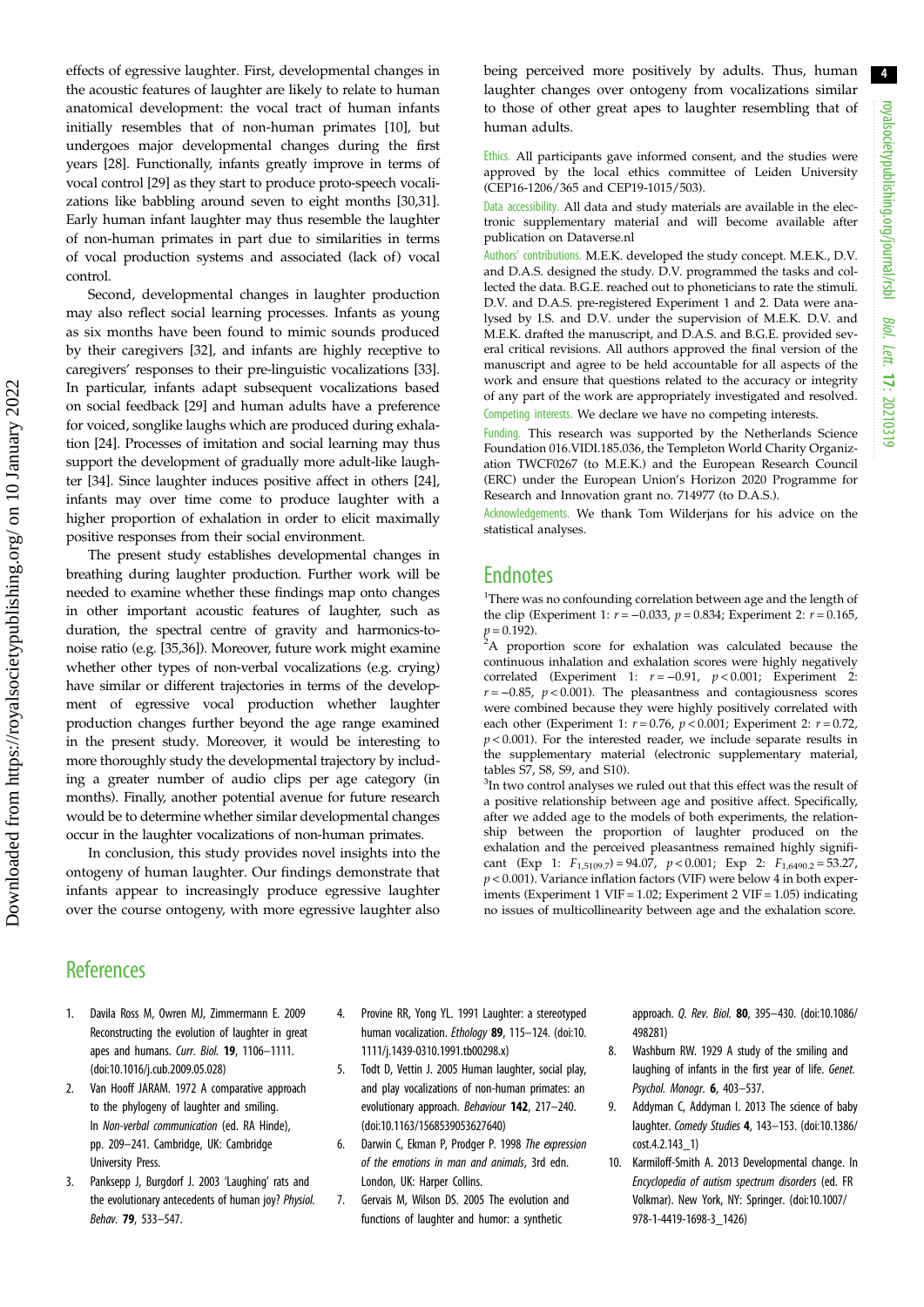effects of egressive laughter. First, developmental changes in the acoustic features of laughter are likely to relate to human anatomical development: the vocal tract of human infants initially resembles that of non-human primates [10], but undergoes major developmental changes during the first years [28]. Functionally, infants greatly improve in terms of vocal control [29] as they start to produce proto-speech vocalizations like babbling around seven to eight months [30,31]. Early human infant laughter may thus resemble the laughter of non-human primates in part due to similarities in terms of vocal production systems and associated (lack of) vocal control.

Second, developmental changes in laughter production may also reflect social learning processes. Infants as young as six months have been found to mimic sounds produced by their caregivers [32], and infants are highly receptive to caregivers' responses to their pre-linguistic vocalizations [33]. In particular, infants adapt subsequent vocalizations based on social feedback [29] and human adults have a preference for voiced, songlike laughs which are produced during exhalation [24]. Processes of imitation and social learning may thus support the development of gradually more adult-like laughter [34]. Since laughter induces positive affect in others [24], infants may over time come to produce laughter with a higher proportion of exhalation in order to elicit maximally positive responses from their social environment.

The present study establishes developmental changes in breathing during laughter production. Further work will be needed to examine whether these findings map onto changes in other important acoustic features of laughter, such as duration, the spectral centre of gravity and harmonics-to-noise ratio (e.g. [35,36]). Moreover, future work might examine whether other types of non-verbal vocalizations (e.g. crying) have similar or different trajectories in terms of the development of egressive vocal production whether laughter production changes further beyond the age range examined in the present study. Moreover, it would be interesting to more thoroughly study the developmental trajectory by including a greater number of audio clips per age category (in months). Finally, another potential avenue for future research would be to determine whether similar developmental changes occur in the laughter vocalizations of non-human primates.

In conclusion, this study provides novel insights into the ontogeny of human laughter. Our findings demonstrate that infants appear to increasingly produce egressive laughter over the course ontogeny, with more egressive laughter also being perceived more positively by adults. Thus, human laughter changes over ontogeny from vocalizations similar to those of other great apes to laughter resembling that of human adults.

Ethics. All participants gave informed consent, and the studies were approved by the local ethics committee of Leiden University (CEP16-1206/365 and CEP19-1015/503).

Data accessibility. All data and study materials are available in the electronic supplementary material and will become available after publication on Dataverse.nl

Authors' contributions. M.E.K. developed the study concept. M.E.K., D.V. and D.A.S. designed the study. D.V. programmed the tasks and collected the data. B.G.E. reached out to phoneticians to rate the stimuli. D.V. and D.A.S. pre-registered Experiment 1 and 2. Data were analysed by I.S. and D.V. under the supervision of M.E.K. D.V. and M.E.K. drafted the manuscript, and D.A.S. and B.G.E. provided several critical revisions. All authors approved the final version of the manuscript and agree to be held accountable for all aspects of the work and ensure that questions related to the accuracy or integrity of any part of the work are appropriately investigated and resolved.

Competing interests. We declare we have no competing interests.

Funding. This research was supported by the Netherlands Science Foundation 016.VIDI.185.036, the Templeton World Charity Organization TWCF0267 (to M.E.K.) and the European Research Council (ERC) under the European Union's Horizon 2020 Programme for Research and Innovation grant no. 714977 (to D.A.S.).

Acknowledgements. We thank Tom Wilderjans for his advice on the statistical analyses.

## Endnotes

[1]There was no confounding correlation between age and the length of the clip (Experiment 1: $r = -0.033$, $p = 0.834$; Experiment 2: $r = 0.165$, $p = 0.192$).

[2]A proportion score for exhalation was calculated because the continuous inhalation and exhalation scores were highly negatively correlated (Experiment 1: $r = -0.91$, $p < 0.001$; Experiment 2: $r = -0.85$, $p < 0.001$). The pleasantness and contagiousness scores were combined because they were highly positively correlated with each other (Experiment 1: $r = 0.76$, $p < 0.001$; Experiment 2: $r = 0.72$, $p < 0.001$). For the interested reader, we include separate results in the supplementary material (electronic supplementary material, tables S7, S8, S9, and S10).

[3]In two control analyses we ruled out that this effect was the result of a positive relationship between age and positive affect. Specifically, after we added age to the models of both experiments, the relationship between the proportion of laughter produced on the exhalation and the perceived pleasantness remained highly significant (Exp 1: $F_{1,5109.7} = 94.07$, $p < 0.001$; Exp 2: $F_{1,6490.2} = 53.27$, $p < 0.001$). Variance inflation factors (VIF) were below 4 in both experiments (Experiment 1 VIF = 1.02; Experiment 2 VIF = 1.05) indicating no issues of multicollinearity between age and the exhalation score.

## References

1. Davila Ross M, Owren MJ, Zimmermann E. 2009 Reconstructing the evolution of laughter in great apes and humans. *Curr. Biol.* **19**, 1106–1111. (doi:10.1016/j.cub.2009.05.028)
2. Van Hooff JARAM. 1972 A comparative approach to the phylogeny of laughter and smiling. In *Non-verbal communication* (ed. RA Hinde), pp. 209–241. Cambridge, UK: Cambridge University Press.
3. Panksepp J, Burgdorf J. 2003 'Laughing' rats and the evolutionary antecedents of human joy? *Physiol. Behav.* **79**, 533–547.
4. Provine RR, Yong YL. 1991 Laughter: a stereotyped human vocalization. *Ethology* **89**, 115–124. (doi:10.1111/j.1439-0310.1991.tb00298.x)
5. Todt D, Vettin J. 2005 Human laughter, social play, and play vocalizations of non-human primates: an evolutionary approach. *Behaviour* **142**, 217–240. (doi:10.1163/1568539053627640)
6. Darwin C, Ekman P, Prodger P. 1998 *The expression of the emotions in man and animals*, 3rd edn. London, UK: Harper Collins.
7. Gervais M, Wilson DS. 2005 The evolution and functions of laughter and humor: a synthetic approach. *Q. Rev. Biol.* **80**, 395–430. (doi:10.1086/498281)
8. Washburn RW. 1929 A study of the smiling and laughing of infants in the first year of life. *Genet. Psychol. Monogr.* **6**, 403–537.
9. Addyman C, Addyman I. 2013 The science of baby laughter. *Comedy Studies* **4**, 143–153. (doi:10.1386/cost.4.2.143_1)
10. Karmiloff-Smith A. 2013 Developmental change. In *Encyclopedia of autism spectrum disorders* (ed. FR Volkmar). New York, NY: Springer. (doi:10.1007/978-1-4419-1698-3_1426)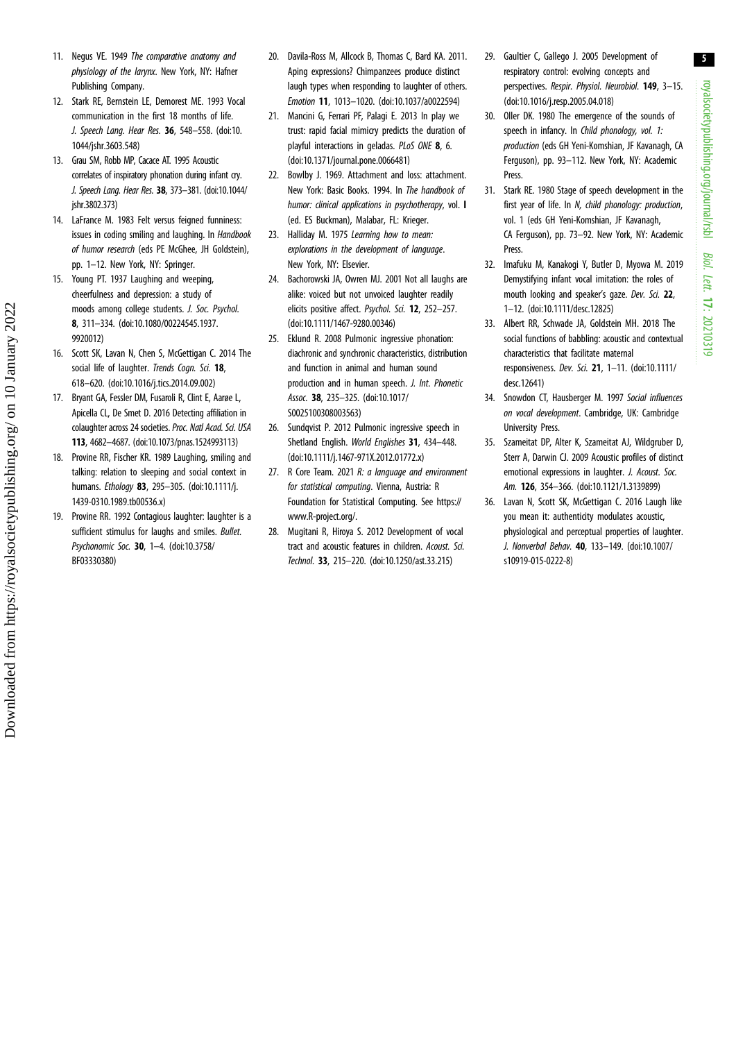11. Negus VE. 1949 *The comparative anatomy and physiology of the larynx*. New York, NY: Hafner Publishing Company.
12. Stark RE, Bernstein LE, Demorest ME. 1993 Vocal communication in the first 18 months of life. *J. Speech Lang. Hear Res.* **36**, 548–558. (doi:10.1044/jshr.3603.548)
13. Grau SM, Robb MP, Cacace AT. 1995 Acoustic correlates of inspiratory phonation during infant cry. *J. Speech Lang. Hear Res.* **38**, 373–381. (doi:10.1044/jshr.3802.373)
14. LaFrance M. 1983 Felt versus feigned funniness: issues in coding smiling and laughing. In *Handbook of humor research* (eds PE McGhee, JH Goldstein), pp. 1–12. New York, NY: Springer.
15. Young PT. 1937 Laughing and weeping, cheerfulness and depression: a study of moods among college students. *J. Soc. Psychol.* **8**, 311–334. (doi:10.1080/00224545.1937.9920012)
16. Scott SK, Lavan N, Chen S, McGettigan C. 2014 The social life of laughter. *Trends Cogn. Sci.* **18**, 618–620. (doi:10.1016/j.tics.2014.09.002)
17. Bryant GA, Fessler DM, Fusaroli R, Clint E, Aarøe L, Apicella CL, De Smet D. 2016 Detecting affiliation in colaughter across 24 societies. *Proc. Natl Acad. Sci. USA* **113**, 4682–4687. (doi:10.1073/pnas.1524993113)
18. Provine RR, Fischer KR. 1989 Laughing, smiling and talking: relation to sleeping and social context in humans. *Ethology* **83**, 295–305. (doi:10.1111/j.1439-0310.1989.tb00536.x)
19. Provine RR. 1992 Contagious laughter: laughter is a sufficient stimulus for laughs and smiles. *Bullet. Psychonomic Soc.* **30**, 1–4. (doi:10.3758/BF03330380)
20. Davila-Ross M, Allcock B, Thomas C, Bard KA. 2011. Aping expressions? Chimpanzees produce distinct laugh types when responding to laughter of others. *Emotion* **11**, 1013–1020. (doi:10.1037/a0022594)
21. Mancini G, Ferrari PF, Palagi E. 2013 In play we trust: rapid facial mimicry predicts the duration of playful interactions in geladas. *PLoS ONE* **8**, 6. (doi:10.1371/journal.pone.0066481)
22. Bowlby J. 1969. Attachment and loss: attachment. New York: Basic Books. 1994. In *The handbook of humor: clinical applications in psychotherapy*, vol. **I** (ed. ES Buckman), Malabar, FL: Krieger.
23. Halliday M. 1975 *Learning how to mean: explorations in the development of language*. New York, NY: Elsevier.
24. Bachorowski JA, Owren MJ. 2001 Not all laughs are alike: voiced but not unvoiced laughter readily elicits positive affect. *Psychol. Sci.* **12**, 252–257. (doi:10.1111/1467-9280.00346)
25. Eklund R. 2008 Pulmonic ingressive phonation: diachronic and synchronic characteristics, distribution and function in animal and human sound production and in human speech. *J. Int. Phonetic Assoc.* **38**, 235–325. (doi:10.1017/S0025100308003563)
26. Sundqvist P. 2012 Pulmonic ingressive speech in Shetland English. *World Englishes* **31**, 434–448. (doi:10.1111/j.1467-971X.2012.01772.x)
27. R Core Team. 2021 *R: a language and environment for statistical computing*. Vienna, Austria: R Foundation for Statistical Computing. See https://www.R-project.org/.
28. Mugitani R, Hiroya S. 2012 Development of vocal tract and acoustic features in children. *Acoust. Sci. Technol.* **33**, 215–220. (doi:10.1250/ast.33.215)
29. Gaultier C, Gallego J. 2005 Development of respiratory control: evolving concepts and perspectives. *Respir. Physiol. Neurobiol.* **149**, 3–15. (doi:10.1016/j.resp.2005.04.018)
30. Oller DK. 1980 The emergence of the sounds of speech in infancy. In *Child phonology, vol. 1: production* (eds GH Yeni-Komshian, JF Kavanagh, CA Ferguson), pp. 93–112. New York, NY: Academic Press.
31. Stark RE. 1980 Stage of speech development in the first year of life. In *N, child phonology: production*, vol. 1 (eds GH Yeni-Komshian, JF Kavanagh, CA Ferguson), pp. 73–92. New York, NY: Academic Press.
32. Imafuku M, Kanakogi Y, Butler D, Myowa M. 2019 Demystifying infant vocal imitation: the roles of mouth looking and speaker's gaze. *Dev. Sci.* **22**, 1–12. (doi:10.1111/desc.12825)
33. Albert RR, Schwade JA, Goldstein MH. 2018 The social functions of babbling: acoustic and contextual characteristics that facilitate maternal responsiveness. *Dev. Sci.* **21**, 1–11. (doi:10.1111/desc.12641)
34. Snowdon CT, Hausberger M. 1997 *Social influences on vocal development*. Cambridge, UK: Cambridge University Press.
35. Szameitat DP, Alter K, Szameitat AJ, Wildgruber D, Sterr A, Darwin CJ. 2009 Acoustic profiles of distinct emotional expressions in laughter. *J. Acoust. Soc. Am.* **126**, 354–366. (doi:10.1121/1.3139899)
36. Lavan N, Scott SK, McGettigan C. 2016 Laugh like you mean it: authenticity modulates acoustic, physiological and perceptual properties of laughter. *J. Nonverbal Behav.* **40**, 133–149. (doi:10.1007/s10919-015-0222-8)